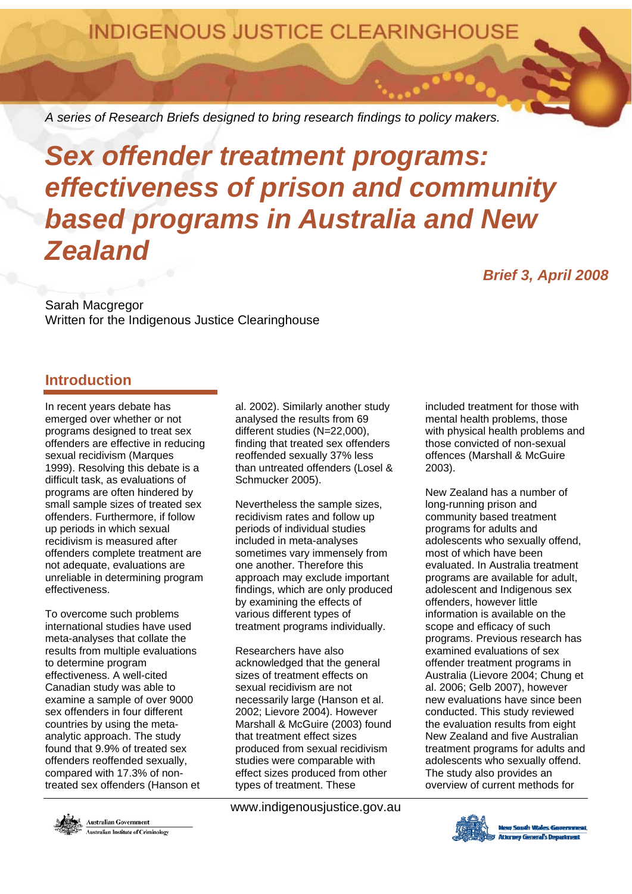INDIGENOUS JUSTICE CLEARINGHOUSE

*A series of Research Briefs designed to bring research findings to policy makers.*

# *Sex offender treatment programs: effectiveness of prison and community based programs in Australia and New Zealand*

***Brief 3, April 2008***

Sarah Macgregor
Written for the Indigenous Justice Clearinghouse

## Introduction

In recent years debate has emerged over whether or not programs designed to treat sex offenders are effective in reducing sexual recidivism (Marques 1999). Resolving this debate is a difficult task, as evaluations of programs are often hindered by small sample sizes of treated sex offenders. Furthermore, if follow up periods in which sexual recidivism is measured after offenders complete treatment are not adequate, evaluations are unreliable in determining program effectiveness.

To overcome such problems international studies have used meta-analyses that collate the results from multiple evaluations to determine program effectiveness. A well-cited Canadian study was able to examine a sample of over 9000 sex offenders in four different countries by using the meta-analytic approach. The study found that 9.9% of treated sex offenders reoffended sexually, compared with 17.3% of non-treated sex offenders (Hanson et al. 2002). Similarly another study analysed the results from 69 different studies (N=22,000), finding that treated sex offenders reoffended sexually 37% less than untreated offenders (Losel & Schmucker 2005).

Nevertheless the sample sizes, recidivism rates and follow up periods of individual studies included in meta-analyses sometimes vary immensely from one another. Therefore this approach may exclude important findings, which are only produced by examining the effects of various different types of treatment programs individually.

Researchers have also acknowledged that the general sizes of treatment effects on sexual recidivism are not necessarily large (Hanson et al. 2002; Lievore 2004). However Marshall & McGuire (2003) found that treatment effect sizes produced from sexual recidivism studies were comparable with effect sizes produced from other types of treatment. These included treatment for those with mental health problems, those with physical health problems and those convicted of non-sexual offences (Marshall & McGuire 2003).

New Zealand has a number of long-running prison and community based treatment programs for adults and adolescents who sexually offend, most of which have been evaluated. In Australia treatment programs are available for adult, adolescent and Indigenous sex offenders, however little information is available on the scope and efficacy of such programs. Previous research has examined evaluations of sex offender treatment programs in Australia (Lievore 2004; Chung et al. 2006; Gelb 2007), however new evaluations have since been conducted. This study reviewed the evaluation results from eight New Zealand and five Australian treatment programs for adults and adolescents who sexually offend. The study also provides an overview of current methods for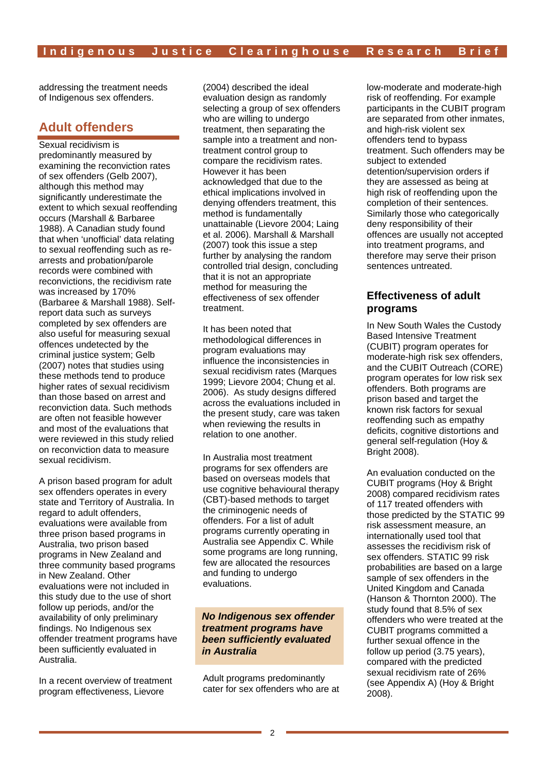addressing the treatment needs of Indigenous sex offenders.

## Adult offenders

Sexual recidivism is predominantly measured by examining the reconviction rates of sex offenders (Gelb 2007), although this method may significantly underestimate the extent to which sexual reoffending occurs (Marshall & Barbaree 1988). A Canadian study found that when 'unofficial' data relating to sexual reoffending such as re-arrests and probation/parole records were combined with reconvictions, the recidivism rate was increased by 170% (Barbaree & Marshall 1988). Self-report data such as surveys completed by sex offenders are also useful for measuring sexual offences undetected by the criminal justice system; Gelb (2007) notes that studies using these methods tend to produce higher rates of sexual recidivism than those based on arrest and reconviction data. Such methods are often not feasible however and most of the evaluations that were reviewed in this study relied on reconviction data to measure sexual recidivism.

A prison based program for adult sex offenders operates in every state and Territory of Australia. In regard to adult offenders, evaluations were available from three prison based programs in Australia, two prison based programs in New Zealand and three community based programs in New Zealand. Other evaluations were not included in this study due to the use of short follow up periods, and/or the availability of only preliminary findings. No Indigenous sex offender treatment programs have been sufficiently evaluated in Australia.

In a recent overview of treatment program effectiveness, Lievore (2004) described the ideal evaluation design as randomly selecting a group of sex offenders who are willing to undergo treatment, then separating the sample into a treatment and non-treatment control group to compare the recidivism rates. However it has been acknowledged that due to the ethical implications involved in denying offenders treatment, this method is fundamentally unattainable (Lievore 2004; Laing et al. 2006). Marshall & Marshall (2007) took this issue a step further by analysing the random controlled trial design, concluding that it is not an appropriate method for measuring the effectiveness of sex offender treatment.

It has been noted that methodological differences in program evaluations may influence the inconsistencies in sexual recidivism rates (Marques 1999; Lievore 2004; Chung et al. 2006). As study designs differed across the evaluations included in the present study, care was taken when reviewing the results in relation to one another.

In Australia most treatment programs for sex offenders are based on overseas models that use cognitive behavioural therapy (CBT)-based methods to target the criminogenic needs of offenders. For a list of adult programs currently operating in Australia see Appendix C. While some programs are long running, few are allocated the resources and funding to undergo evaluations.

***No Indigenous sex offender treatment programs have been sufficiently evaluated in Australia***

Adult programs predominantly cater for sex offenders who are at low-moderate and moderate-high risk of reoffending. For example participants in the CUBIT program are separated from other inmates, and high-risk violent sex offenders tend to bypass treatment. Such offenders may be subject to extended detention/supervision orders if they are assessed as being at high risk of reoffending upon the completion of their sentences. Similarly those who categorically deny responsibility of their offences are usually not accepted into treatment programs, and therefore may serve their prison sentences untreated.

### Effectiveness of adult programs

In New South Wales the Custody Based Intensive Treatment (CUBIT) program operates for moderate-high risk sex offenders, and the CUBIT Outreach (CORE) program operates for low risk sex offenders. Both programs are prison based and target the known risk factors for sexual reoffending such as empathy deficits, cognitive distortions and general self-regulation (Hoy & Bright 2008).

An evaluation conducted on the CUBIT programs (Hoy & Bright 2008) compared recidivism rates of 117 treated offenders with those predicted by the STATIC 99 risk assessment measure, an internationally used tool that assesses the recidivism risk of sex offenders. STATIC 99 risk probabilities are based on a large sample of sex offenders in the United Kingdom and Canada (Hanson & Thornton 2000). The study found that 8.5% of sex offenders who were treated at the CUBIT programs committed a further sexual offence in the follow up period (3.75 years), compared with the predicted sexual recidivism rate of 26% (see Appendix A) (Hoy & Bright 2008).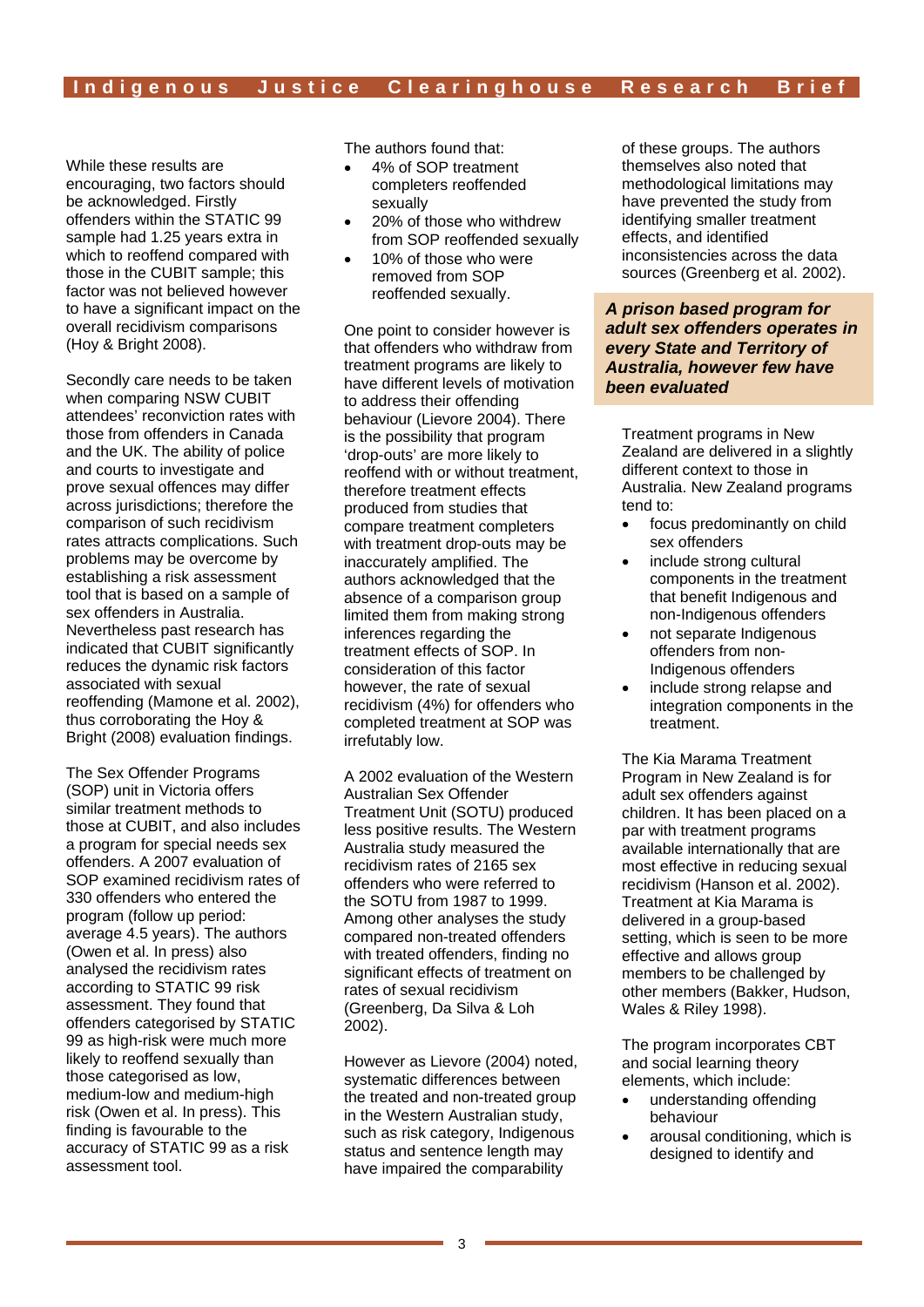While these results are encouraging, two factors should be acknowledged. Firstly offenders within the STATIC 99 sample had 1.25 years extra in which to reoffend compared with those in the CUBIT sample; this factor was not believed however to have a significant impact on the overall recidivism comparisons (Hoy & Bright 2008).

Secondly care needs to be taken when comparing NSW CUBIT attendees' reconviction rates with those from offenders in Canada and the UK. The ability of police and courts to investigate and prove sexual offences may differ across jurisdictions; therefore the comparison of such recidivism rates attracts complications. Such problems may be overcome by establishing a risk assessment tool that is based on a sample of sex offenders in Australia. Nevertheless past research has indicated that CUBIT significantly reduces the dynamic risk factors associated with sexual reoffending (Mamone et al. 2002), thus corroborating the Hoy & Bright (2008) evaluation findings.

The Sex Offender Programs (SOP) unit in Victoria offers similar treatment methods to those at CUBIT, and also includes a program for special needs sex offenders. A 2007 evaluation of SOP examined recidivism rates of 330 offenders who entered the program (follow up period: average 4.5 years). The authors (Owen et al. In press) also analysed the recidivism rates according to STATIC 99 risk assessment. They found that offenders categorised by STATIC 99 as high-risk were much more likely to reoffend sexually than those categorised as low, medium-low and medium-high risk (Owen et al. In press). This finding is favourable to the accuracy of STATIC 99 as a risk assessment tool.

The authors found that:

- 4% of SOP treatment completers reoffended sexually
- 20% of those who withdrew from SOP reoffended sexually
- 10% of those who were removed from SOP reoffended sexually.

One point to consider however is that offenders who withdraw from treatment programs are likely to have different levels of motivation to address their offending behaviour (Lievore 2004). There is the possibility that program 'drop-outs' are more likely to reoffend with or without treatment, therefore treatment effects produced from studies that compare treatment completers with treatment drop-outs may be inaccurately amplified. The authors acknowledged that the absence of a comparison group limited them from making strong inferences regarding the treatment effects of SOP. In consideration of this factor however, the rate of sexual recidivism (4%) for offenders who completed treatment at SOP was irrefutably low.

A 2002 evaluation of the Western Australian Sex Offender Treatment Unit (SOTU) produced less positive results. The Western Australia study measured the recidivism rates of 2165 sex offenders who were referred to the SOTU from 1987 to 1999. Among other analyses the study compared non-treated offenders with treated offenders, finding no significant effects of treatment on rates of sexual recidivism (Greenberg, Da Silva & Loh 2002).

However as Lievore (2004) noted, systematic differences between the treated and non-treated group in the Western Australian study, such as risk category, Indigenous status and sentence length may have impaired the comparability of these groups. The authors themselves also noted that methodological limitations may have prevented the study from identifying smaller treatment effects, and identified inconsistencies across the data sources (Greenberg et al. 2002).

***A prison based program for adult sex offenders operates in every State and Territory of Australia, however few have been evaluated***

Treatment programs in New Zealand are delivered in a slightly different context to those in Australia. New Zealand programs tend to:

- focus predominantly on child sex offenders
- include strong cultural components in the treatment that benefit Indigenous and non-Indigenous offenders
- not separate Indigenous offenders from non-Indigenous offenders
- include strong relapse and integration components in the treatment.

The Kia Marama Treatment Program in New Zealand is for adult sex offenders against children. It has been placed on a par with treatment programs available internationally that are most effective in reducing sexual recidivism (Hanson et al. 2002). Treatment at Kia Marama is delivered in a group-based setting, which is seen to be more effective and allows group members to be challenged by other members (Bakker, Hudson, Wales & Riley 1998).

The program incorporates CBT and social learning theory elements, which include:

- understanding offending behaviour
- arousal conditioning, which is designed to identify and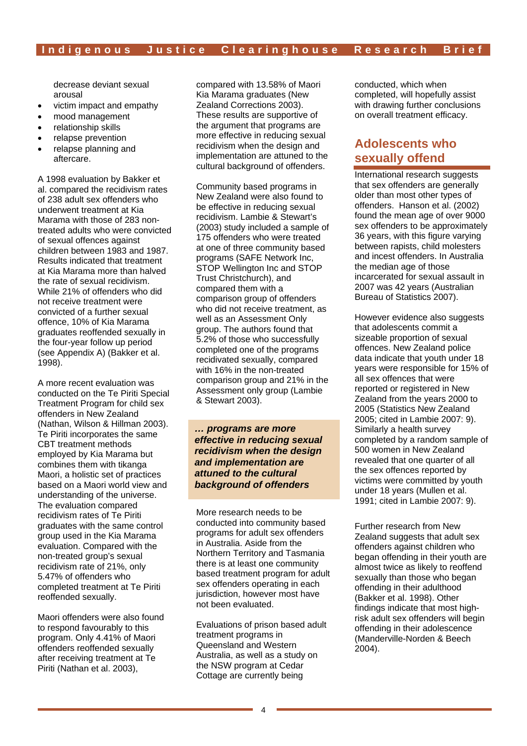decrease deviant sexual arousal

- victim impact and empathy
- mood management
- relationship skills
- relapse prevention
- relapse planning and aftercare.

A 1998 evaluation by Bakker et al. compared the recidivism rates of 238 adult sex offenders who underwent treatment at Kia Marama with those of 283 non-treated adults who were convicted of sexual offences against children between 1983 and 1987. Results indicated that treatment at Kia Marama more than halved the rate of sexual recidivism. While 21% of offenders who did not receive treatment were convicted of a further sexual offence, 10% of Kia Marama graduates reoffended sexually in the four-year follow up period (see Appendix A) (Bakker et al. 1998).

A more recent evaluation was conducted on the Te Piriti Special Treatment Program for child sex offenders in New Zealand (Nathan, Wilson & Hillman 2003). Te Piriti incorporates the same CBT treatment methods employed by Kia Marama but combines them with tikanga Maori, a holistic set of practices based on a Maori world view and understanding of the universe. The evaluation compared recidivism rates of Te Piriti graduates with the same control group used in the Kia Marama evaluation. Compared with the non-treated group's sexual recidivism rate of 21%, only 5.47% of offenders who completed treatment at Te Piriti reoffended sexually.

Maori offenders were also found to respond favourably to this program. Only 4.41% of Maori offenders reoffended sexually after receiving treatment at Te Piriti (Nathan et al. 2003), compared with 13.58% of Maori Kia Marama graduates (New Zealand Corrections 2003). These results are supportive of the argument that programs are more effective in reducing sexual recidivism when the design and implementation are attuned to the cultural background of offenders.

Community based programs in New Zealand were also found to be effective in reducing sexual recidivism. Lambie & Stewart's (2003) study included a sample of 175 offenders who were treated at one of three community based programs (SAFE Network Inc, STOP Wellington Inc and STOP Trust Christchurch), and compared them with a comparison group of offenders who did not receive treatment, as well as an Assessment Only group. The authors found that 5.2% of those who successfully completed one of the programs recidivated sexually, compared with 16% in the non-treated comparison group and 21% in the Assessment only group (Lambie & Stewart 2003).

> ***… programs are more effective in reducing sexual recidivism when the design and implementation are attuned to the cultural background of offenders***

More research needs to be conducted into community based programs for adult sex offenders in Australia. Aside from the Northern Territory and Tasmania there is at least one community based treatment program for adult sex offenders operating in each jurisdiction, however most have not been evaluated.

Evaluations of prison based adult treatment programs in Queensland and Western Australia, as well as a study on the NSW program at Cedar Cottage are currently being conducted, which when completed, will hopefully assist with drawing further conclusions on overall treatment efficacy.

## Adolescents who sexually offend

International research suggests that sex offenders are generally older than most other types of offenders. Hanson et al. (2002) found the mean age of over 9000 sex offenders to be approximately 36 years, with this figure varying between rapists, child molesters and incest offenders. In Australia the median age of those incarcerated for sexual assault in 2007 was 42 years (Australian Bureau of Statistics 2007).

However evidence also suggests that adolescents commit a sizeable proportion of sexual offences. New Zealand police data indicate that youth under 18 years were responsible for 15% of all sex offences that were reported or registered in New Zealand from the years 2000 to 2005 (Statistics New Zealand 2005; cited in Lambie 2007: 9). Similarly a health survey completed by a random sample of 500 women in New Zealand revealed that one quarter of all the sex offences reported by victims were committed by youth under 18 years (Mullen et al. 1991; cited in Lambie 2007: 9).

Further research from New Zealand suggests that adult sex offenders against children who began offending in their youth are almost twice as likely to reoffend sexually than those who began offending in their adulthood (Bakker et al. 1998). Other findings indicate that most high-risk adult sex offenders will begin offending in their adolescence (Manderville-Norden & Beech 2004).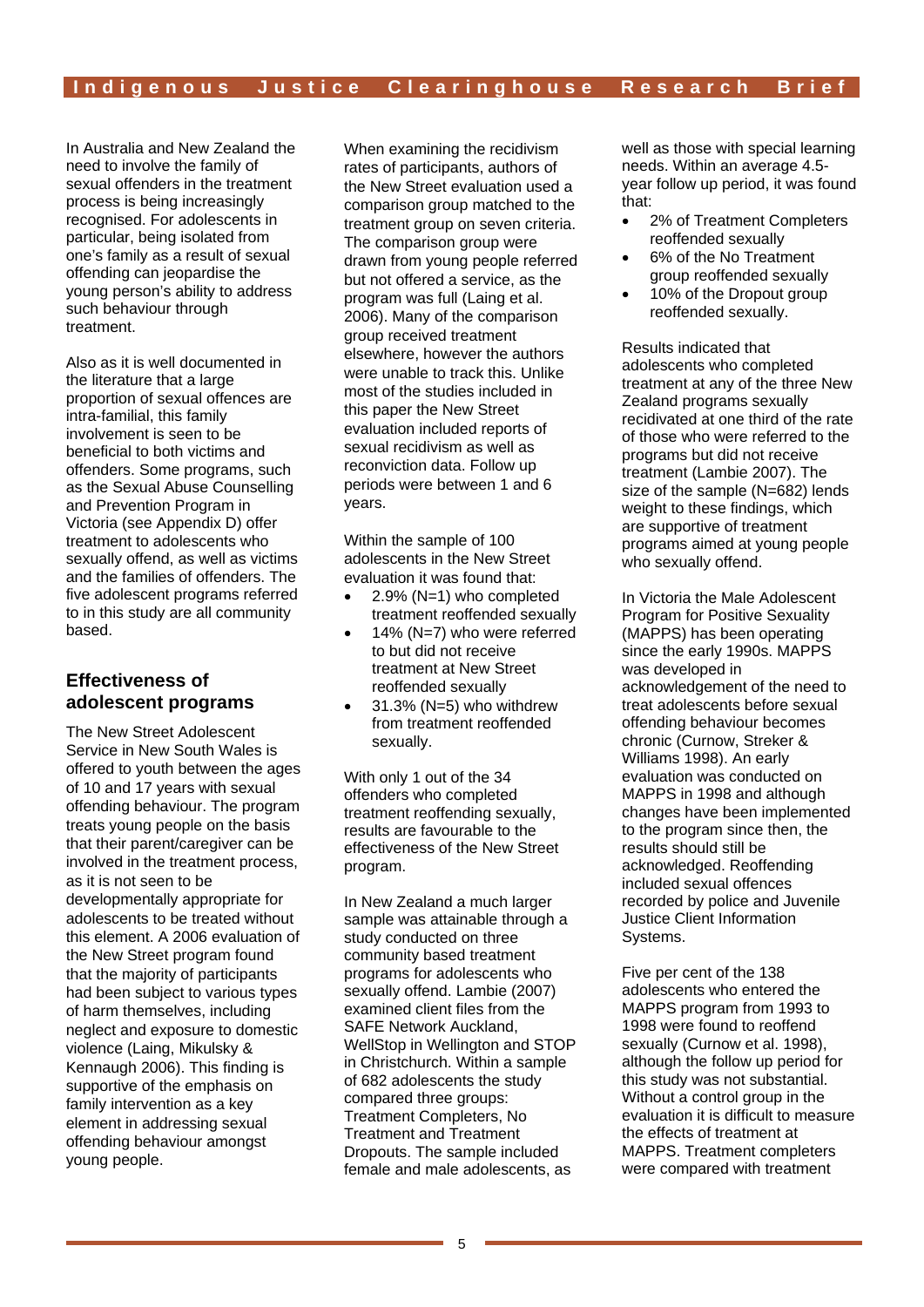In Australia and New Zealand the need to involve the family of sexual offenders in the treatment process is being increasingly recognised. For adolescents in particular, being isolated from one's family as a result of sexual offending can jeopardise the young person's ability to address such behaviour through treatment.

Also as it is well documented in the literature that a large proportion of sexual offences are intra-familial, this family involvement is seen to be beneficial to both victims and offenders. Some programs, such as the Sexual Abuse Counselling and Prevention Program in Victoria (see Appendix D) offer treatment to adolescents who sexually offend, as well as victims and the families of offenders. The five adolescent programs referred to in this study are all community based.

## Effectiveness of adolescent programs

The New Street Adolescent Service in New South Wales is offered to youth between the ages of 10 and 17 years with sexual offending behaviour. The program treats young people on the basis that their parent/caregiver can be involved in the treatment process, as it is not seen to be developmentally appropriate for adolescents to be treated without this element. A 2006 evaluation of the New Street program found that the majority of participants had been subject to various types of harm themselves, including neglect and exposure to domestic violence (Laing, Mikulsky & Kennaugh 2006). This finding is supportive of the emphasis on family intervention as a key element in addressing sexual offending behaviour amongst young people.

When examining the recidivism rates of participants, authors of the New Street evaluation used a comparison group matched to the treatment group on seven criteria. The comparison group were drawn from young people referred but not offered a service, as the program was full (Laing et al. 2006). Many of the comparison group received treatment elsewhere, however the authors were unable to track this. Unlike most of the studies included in this paper the New Street evaluation included reports of sexual recidivism as well as reconviction data. Follow up periods were between 1 and 6 years.

Within the sample of 100 adolescents in the New Street evaluation it was found that:

- 2.9% (N=1) who completed treatment reoffended sexually
- 14% (N=7) who were referred to but did not receive treatment at New Street reoffended sexually
- 31.3% (N=5) who withdrew from treatment reoffended sexually.

With only 1 out of the 34 offenders who completed treatment reoffending sexually, results are favourable to the effectiveness of the New Street program.

In New Zealand a much larger sample was attainable through a study conducted on three community based treatment programs for adolescents who sexually offend. Lambie (2007) examined client files from the SAFE Network Auckland, WellStop in Wellington and STOP in Christchurch. Within a sample of 682 adolescents the study compared three groups: Treatment Completers, No Treatment and Treatment Dropouts. The sample included female and male adolescents, as well as those with special learning needs. Within an average 4.5-year follow up period, it was found that:

- 2% of Treatment Completers reoffended sexually
- 6% of the No Treatment group reoffended sexually
- 10% of the Dropout group reoffended sexually.

Results indicated that adolescents who completed treatment at any of the three New Zealand programs sexually recidivated at one third of the rate of those who were referred to the programs but did not receive treatment (Lambie 2007). The size of the sample (N=682) lends weight to these findings, which are supportive of treatment programs aimed at young people who sexually offend.

In Victoria the Male Adolescent Program for Positive Sexuality (MAPPS) has been operating since the early 1990s. MAPPS was developed in acknowledgement of the need to treat adolescents before sexual offending behaviour becomes chronic (Curnow, Streker & Williams 1998). An early evaluation was conducted on MAPPS in 1998 and although changes have been implemented to the program since then, the results should still be acknowledged. Reoffending included sexual offences recorded by police and Juvenile Justice Client Information Systems.

Five per cent of the 138 adolescents who entered the MAPPS program from 1993 to 1998 were found to reoffend sexually (Curnow et al. 1998), although the follow up period for this study was not substantial. Without a control group in the evaluation it is difficult to measure the effects of treatment at MAPPS. Treatment completers were compared with treatment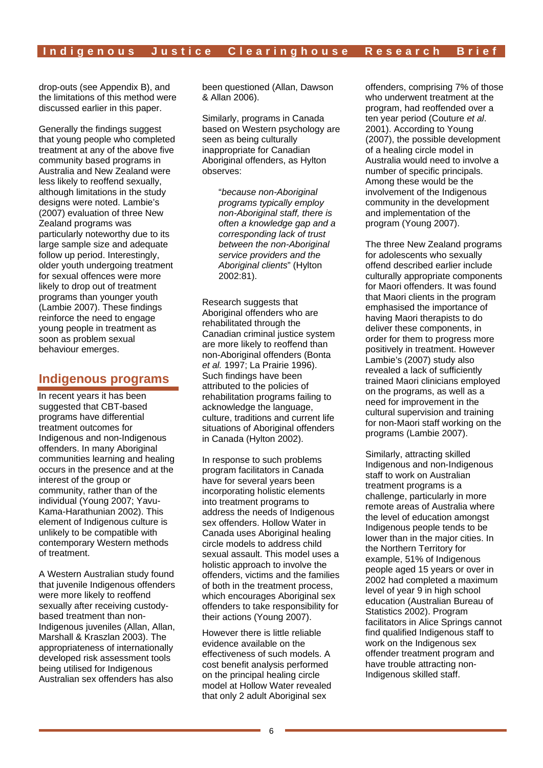drop-outs (see Appendix B), and the limitations of this method were discussed earlier in this paper.

Generally the findings suggest that young people who completed treatment at any of the above five community based programs in Australia and New Zealand were less likely to reoffend sexually, although limitations in the study designs were noted. Lambie's (2007) evaluation of three New Zealand programs was particularly noteworthy due to its large sample size and adequate follow up period. Interestingly, older youth undergoing treatment for sexual offences were more likely to drop out of treatment programs than younger youth (Lambie 2007). These findings reinforce the need to engage young people in treatment as soon as problem sexual behaviour emerges.

## Indigenous programs

In recent years it has been suggested that CBT-based programs have differential treatment outcomes for Indigenous and non-Indigenous offenders. In many Aboriginal communities learning and healing occurs in the presence and at the interest of the group or community, rather than of the individual (Young 2007; Yavu-Kama-Harathunian 2002). This element of Indigenous culture is unlikely to be compatible with contemporary Western methods of treatment.

A Western Australian study found that juvenile Indigenous offenders were more likely to reoffend sexually after receiving custody-based treatment than non-Indigenous juveniles (Allan, Allan, Marshall & Kraszlan 2003). The appropriateness of internationally developed risk assessment tools being utilised for Indigenous Australian sex offenders has also been questioned (Allan, Dawson & Allan 2006).

Similarly, programs in Canada based on Western psychology are seen as being culturally inappropriate for Canadian Aboriginal offenders, as Hylton observes:

> "*because non-Aboriginal programs typically employ non-Aboriginal staff, there is often a knowledge gap and a corresponding lack of trust between the non-Aboriginal service providers and the Aboriginal clients*" (Hylton 2002:81).

Research suggests that Aboriginal offenders who are rehabilitated through the Canadian criminal justice system are more likely to reoffend than non-Aboriginal offenders (Bonta *et al.* 1997; La Prairie 1996). Such findings have been attributed to the policies of rehabilitation programs failing to acknowledge the language, culture, traditions and current life situations of Aboriginal offenders in Canada (Hylton 2002).

In response to such problems program facilitators in Canada have for several years been incorporating holistic elements into treatment programs to address the needs of Indigenous sex offenders. Hollow Water in Canada uses Aboriginal healing circle models to address child sexual assault. This model uses a holistic approach to involve the offenders, victims and the families of both in the treatment process, which encourages Aboriginal sex offenders to take responsibility for their actions (Young 2007).

However there is little reliable evidence available on the effectiveness of such models. A cost benefit analysis performed on the principal healing circle model at Hollow Water revealed that only 2 adult Aboriginal sex offenders, comprising 7% of those who underwent treatment at the program, had reoffended over a ten year period (Couture *et al*. 2001). According to Young (2007), the possible development of a healing circle model in Australia would need to involve a number of specific principals. Among these would be the involvement of the Indigenous community in the development and implementation of the program (Young 2007).

The three New Zealand programs for adolescents who sexually offend described earlier include culturally appropriate components for Maori offenders. It was found that Maori clients in the program emphasised the importance of having Maori therapists to do deliver these components, in order for them to progress more positively in treatment. However Lambie's (2007) study also revealed a lack of sufficiently trained Maori clinicians employed on the programs, as well as a need for improvement in the cultural supervision and training for non-Maori staff working on the programs (Lambie 2007).

Similarly, attracting skilled Indigenous and non-Indigenous staff to work on Australian treatment programs is a challenge, particularly in more remote areas of Australia where the level of education amongst Indigenous people tends to be lower than in the major cities. In the Northern Territory for example, 51% of Indigenous people aged 15 years or over in 2002 had completed a maximum level of year 9 in high school education (Australian Bureau of Statistics 2002). Program facilitators in Alice Springs cannot find qualified Indigenous staff to work on the Indigenous sex offender treatment program and have trouble attracting non-Indigenous skilled staff.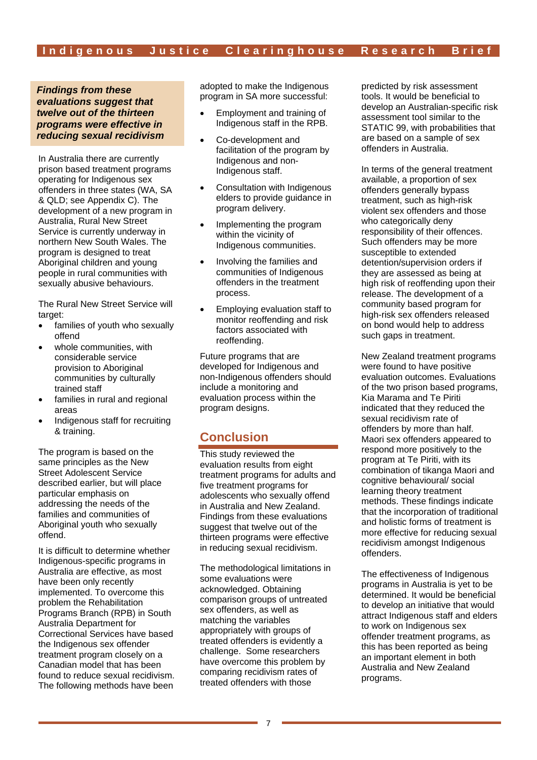***Findings from these evaluations suggest that twelve out of the thirteen programs were effective in reducing sexual recidivism***

In Australia there are currently prison based treatment programs operating for Indigenous sex offenders in three states (WA, SA & QLD; see Appendix C). The development of a new program in Australia, Rural New Street Service is currently underway in northern New South Wales. The program is designed to treat Aboriginal children and young people in rural communities with sexually abusive behaviours.

The Rural New Street Service will target:

- families of youth who sexually offend
- whole communities, with considerable service provision to Aboriginal communities by culturally trained staff
- families in rural and regional areas
- Indigenous staff for recruiting & training.

The program is based on the same principles as the New Street Adolescent Service described earlier, but will place particular emphasis on addressing the needs of the families and communities of Aboriginal youth who sexually offend.

It is difficult to determine whether Indigenous-specific programs in Australia are effective, as most have been only recently implemented. To overcome this problem the Rehabilitation Programs Branch (RPB) in South Australia Department for Correctional Services have based the Indigenous sex offender treatment program closely on a Canadian model that has been found to reduce sexual recidivism. The following methods have been adopted to make the Indigenous program in SA more successful:

- Employment and training of Indigenous staff in the RPB.
- Co-development and facilitation of the program by Indigenous and non-Indigenous staff.
- Consultation with Indigenous elders to provide guidance in program delivery.
- Implementing the program within the vicinity of Indigenous communities.
- Involving the families and communities of Indigenous offenders in the treatment process.
- Employing evaluation staff to monitor reoffending and risk factors associated with reoffending.

Future programs that are developed for Indigenous and non-Indigenous offenders should include a monitoring and evaluation process within the program designs.

## Conclusion

This study reviewed the evaluation results from eight treatment programs for adults and five treatment programs for adolescents who sexually offend in Australia and New Zealand. Findings from these evaluations suggest that twelve out of the thirteen programs were effective in reducing sexual recidivism.

The methodological limitations in some evaluations were acknowledged. Obtaining comparison groups of untreated sex offenders, as well as matching the variables appropriately with groups of treated offenders is evidently a challenge. Some researchers have overcome this problem by comparing recidivism rates of treated offenders with those predicted by risk assessment tools. It would be beneficial to develop an Australian-specific risk assessment tool similar to the STATIC 99, with probabilities that are based on a sample of sex offenders in Australia.

In terms of the general treatment available, a proportion of sex offenders generally bypass treatment, such as high-risk violent sex offenders and those who categorically deny responsibility of their offences. Such offenders may be more susceptible to extended detention/supervision orders if they are assessed as being at high risk of reoffending upon their release. The development of a community based program for high-risk sex offenders released on bond would help to address such gaps in treatment.

New Zealand treatment programs were found to have positive evaluation outcomes. Evaluations of the two prison based programs, Kia Marama and Te Piriti indicated that they reduced the sexual recidivism rate of offenders by more than half. Maori sex offenders appeared to respond more positively to the program at Te Piriti, with its combination of tikanga Maori and cognitive behavioural/ social learning theory treatment methods. These findings indicate that the incorporation of traditional and holistic forms of treatment is more effective for reducing sexual recidivism amongst Indigenous offenders.

The effectiveness of Indigenous programs in Australia is yet to be determined. It would be beneficial to develop an initiative that would attract Indigenous staff and elders to work on Indigenous sex offender treatment programs, as this has been reported as being an important element in both Australia and New Zealand programs.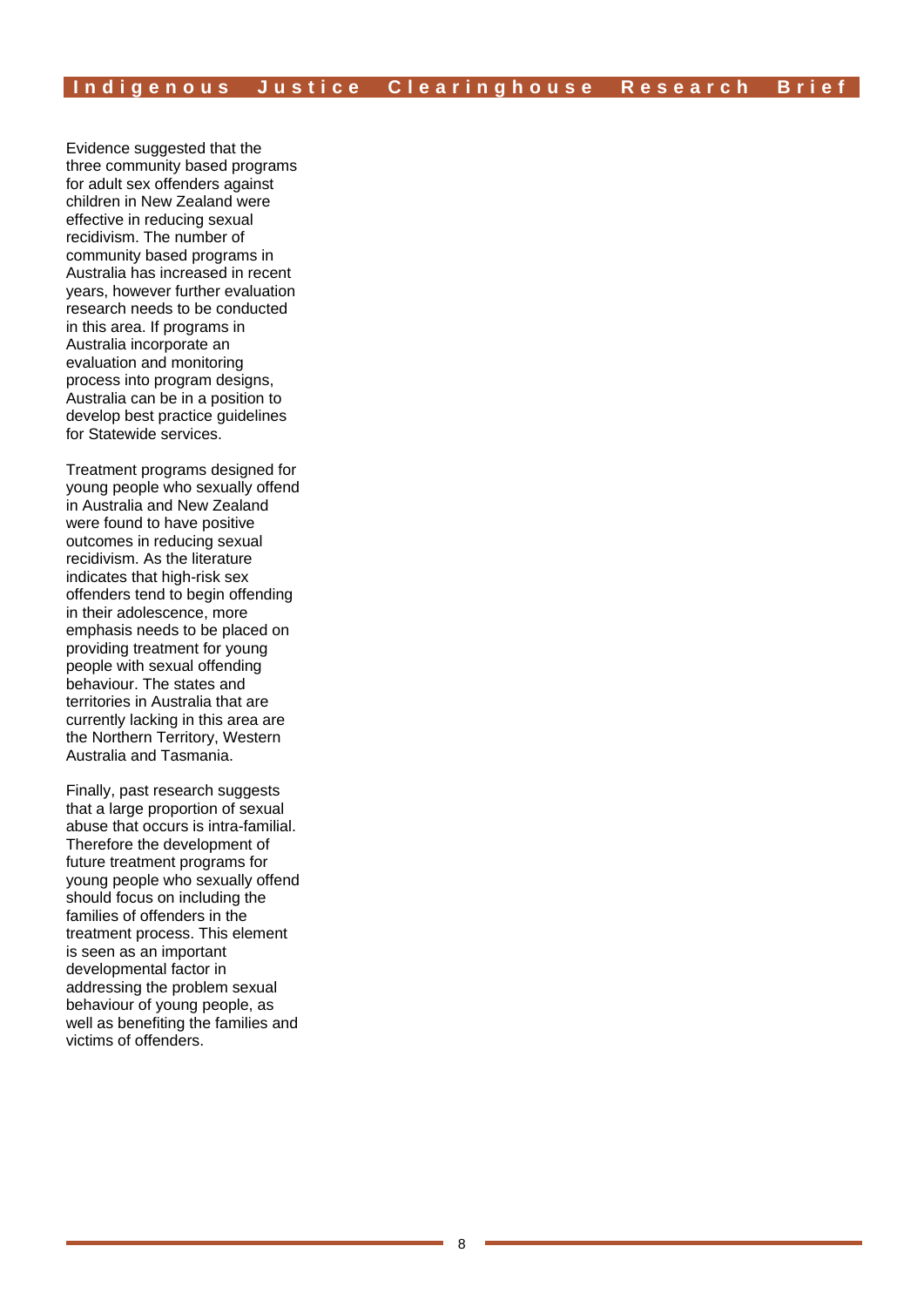Evidence suggested that the three community based programs for adult sex offenders against children in New Zealand were effective in reducing sexual recidivism. The number of community based programs in Australia has increased in recent years, however further evaluation research needs to be conducted in this area. If programs in Australia incorporate an evaluation and monitoring process into program designs, Australia can be in a position to develop best practice guidelines for Statewide services.

Treatment programs designed for young people who sexually offend in Australia and New Zealand were found to have positive outcomes in reducing sexual recidivism. As the literature indicates that high-risk sex offenders tend to begin offending in their adolescence, more emphasis needs to be placed on providing treatment for young people with sexual offending behaviour. The states and territories in Australia that are currently lacking in this area are the Northern Territory, Western Australia and Tasmania.

Finally, past research suggests that a large proportion of sexual abuse that occurs is intra-familial. Therefore the development of future treatment programs for young people who sexually offend should focus on including the families of offenders in the treatment process. This element is seen as an important developmental factor in addressing the problem sexual behaviour of young people, as well as benefiting the families and victims of offenders.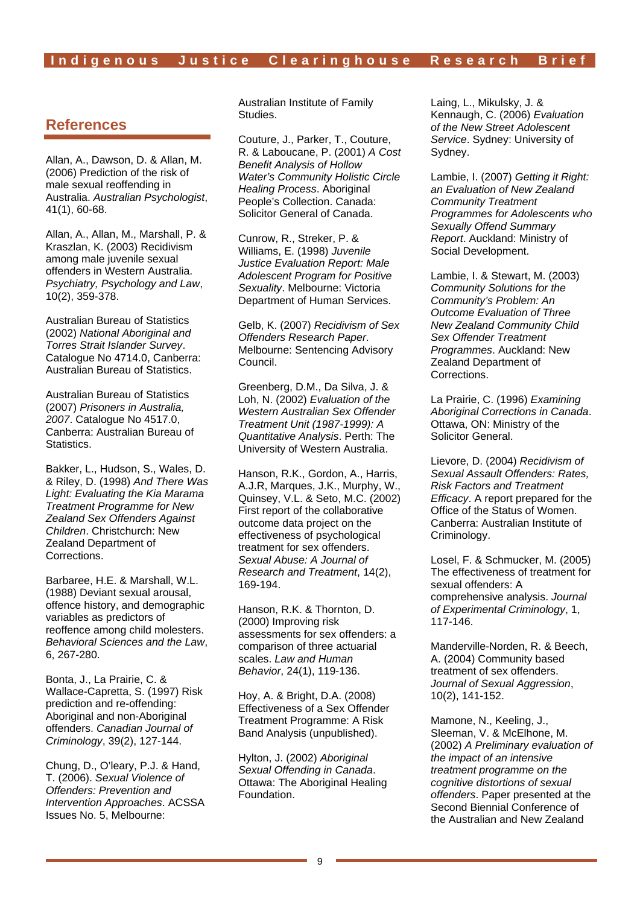## References

Allan, A., Dawson, D. & Allan, M. (2006) Prediction of the risk of male sexual reoffending in Australia. *Australian Psychologist*, 41(1), 60-68.

Allan, A., Allan, M., Marshall, P. & Kraszlan, K. (2003) Recidivism among male juvenile sexual offenders in Western Australia. *Psychiatry, Psychology and Law*, 10(2), 359-378.

Australian Bureau of Statistics (2002) *National Aboriginal and Torres Strait Islander Survey*. Catalogue No 4714.0, Canberra: Australian Bureau of Statistics.

Australian Bureau of Statistics (2007) *Prisoners in Australia, 2007*. Catalogue No 4517.0, Canberra: Australian Bureau of Statistics.

Bakker, L., Hudson, S., Wales, D. & Riley, D. (1998) *And There Was Light: Evaluating the Kia Marama Treatment Programme for New Zealand Sex Offenders Against Children*. Christchurch: New Zealand Department of Corrections.

Barbaree, H.E. & Marshall, W.L. (1988) Deviant sexual arousal, offence history, and demographic variables as predictors of reoffence among child molesters. *Behavioral Sciences and the Law*, 6, 267-280.

Bonta, J., La Prairie, C. & Wallace-Capretta, S. (1997) Risk prediction and re-offending: Aboriginal and non-Aboriginal offenders. *Canadian Journal of Criminology*, 39(2), 127-144.

Chung, D., O'leary, P.J. & Hand, T. (2006). *Sexual Violence of Offenders: Prevention and Intervention Approaches*. ACSSA Issues No. 5, Melbourne: Australian Institute of Family Studies.

Couture, J., Parker, T., Couture, R. & Laboucane, P. (2001) *A Cost Benefit Analysis of Hollow Water's Community Holistic Circle Healing Process*. Aboriginal People's Collection. Canada: Solicitor General of Canada.

Cunrow, R., Streker, P. & Williams, E. (1998) *Juvenile Justice Evaluation Report: Male Adolescent Program for Positive Sexuality*. Melbourne: Victoria Department of Human Services.

Gelb, K. (2007) *Recidivism of Sex Offenders Research Paper*. Melbourne: Sentencing Advisory Council.

Greenberg, D.M., Da Silva, J. & Loh, N. (2002) *Evaluation of the Western Australian Sex Offender Treatment Unit (1987-1999): A Quantitative Analysis*. Perth: The University of Western Australia.

Hanson, R.K., Gordon, A., Harris, A.J.R, Marques, J.K., Murphy, W., Quinsey, V.L. & Seto, M.C. (2002) First report of the collaborative outcome data project on the effectiveness of psychological treatment for sex offenders. *Sexual Abuse: A Journal of Research and Treatment*, 14(2), 169-194.

Hanson, R.K. & Thornton, D. (2000) Improving risk assessments for sex offenders: a comparison of three actuarial scales. *Law and Human Behavior*, 24(1), 119-136.

Hoy, A. & Bright, D.A. (2008) Effectiveness of a Sex Offender Treatment Programme: A Risk Band Analysis (unpublished).

Hylton, J. (2002) *Aboriginal Sexual Offending in Canada*. Ottawa: The Aboriginal Healing Foundation.

Laing, L., Mikulsky, J. & Kennaugh, C. (2006) *Evaluation of the New Street Adolescent Service*. Sydney: University of Sydney.

Lambie, I. (2007) *Getting it Right: an Evaluation of New Zealand Community Treatment Programmes for Adolescents who Sexually Offend Summary Report*. Auckland: Ministry of Social Development.

Lambie, I. & Stewart, M. (2003) *Community Solutions for the Community's Problem: An Outcome Evaluation of Three New Zealand Community Child Sex Offender Treatment Programmes*. Auckland: New Zealand Department of Corrections.

La Prairie, C. (1996) *Examining Aboriginal Corrections in Canada*. Ottawa, ON: Ministry of the Solicitor General.

Lievore, D. (2004) *Recidivism of Sexual Assault Offenders: Rates, Risk Factors and Treatment Efficacy*. A report prepared for the Office of the Status of Women. Canberra: Australian Institute of Criminology.

Losel, F. & Schmucker, M. (2005) The effectiveness of treatment for sexual offenders: A comprehensive analysis. *Journal of Experimental Criminology*, 1, 117-146.

Manderville-Norden, R. & Beech, A. (2004) Community based treatment of sex offenders. *Journal of Sexual Aggression*, 10(2), 141-152.

Mamone, N., Keeling, J., Sleeman, V. & McElhone, M. (2002) *A Preliminary evaluation of the impact of an intensive treatment programme on the cognitive distortions of sexual offenders*. Paper presented at the Second Biennial Conference of the Australian and New Zealand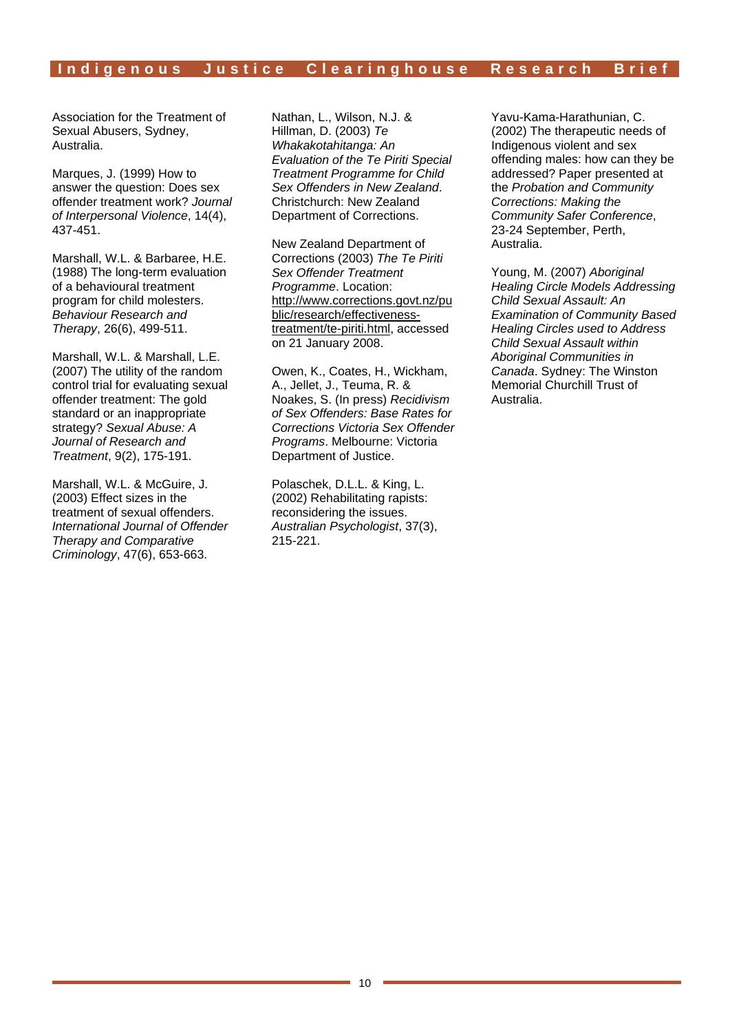Association for the Treatment of Sexual Abusers, Sydney, Australia.

Marques, J. (1999) How to answer the question: Does sex offender treatment work? *Journal of Interpersonal Violence*, 14(4), 437-451.

Marshall, W.L. & Barbaree, H.E. (1988) The long-term evaluation of a behavioural treatment program for child molesters. *Behaviour Research and Therapy*, 26(6), 499-511.

Marshall, W.L. & Marshall, L.E. (2007) The utility of the random control trial for evaluating sexual offender treatment: The gold standard or an inappropriate strategy? *Sexual Abuse: A Journal of Research and Treatment*, 9(2), 175-191.

Marshall, W.L. & McGuire, J. (2003) Effect sizes in the treatment of sexual offenders. *International Journal of Offender Therapy and Comparative Criminology*, 47(6), 653-663.

Nathan, L., Wilson, N.J. & Hillman, D. (2003) *Te Whakakotahitanga: An Evaluation of the Te Piriti Special Treatment Programme for Child Sex Offenders in New Zealand*. Christchurch: New Zealand Department of Corrections.

New Zealand Department of Corrections (2003) *The Te Piriti Sex Offender Treatment Programme*. Location: http://www.corrections.govt.nz/public/research/effectiveness-treatment/te-piriti.html, accessed on 21 January 2008.

Owen, K., Coates, H., Wickham, A., Jellet, J., Teuma, R. & Noakes, S. (In press) *Recidivism of Sex Offenders: Base Rates for Corrections Victoria Sex Offender Programs*. Melbourne: Victoria Department of Justice.

Polaschek, D.L.L. & King, L. (2002) Rehabilitating rapists: reconsidering the issues. *Australian Psychologist*, 37(3), 215-221.

Yavu-Kama-Harathunian, C. (2002) The therapeutic needs of Indigenous violent and sex offending males: how can they be addressed? Paper presented at the *Probation and Community Corrections: Making the Community Safer Conference*, 23-24 September, Perth, Australia.

Young, M. (2007) *Aboriginal Healing Circle Models Addressing Child Sexual Assault: An Examination of Community Based Healing Circles used to Address Child Sexual Assault within Aboriginal Communities in Canada*. Sydney: The Winston Memorial Churchill Trust of Australia.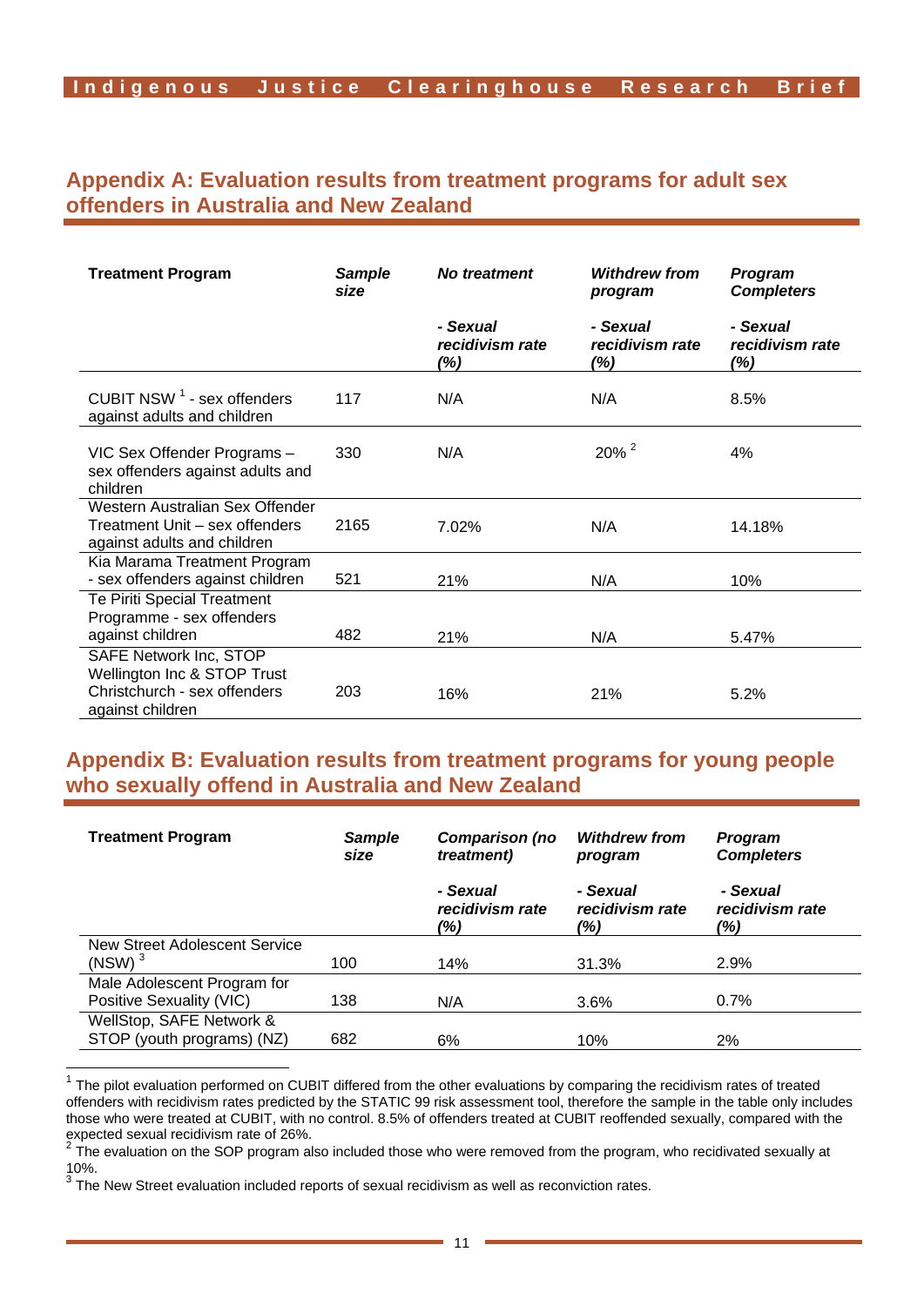## Appendix A: Evaluation results from treatment programs for adult sex offenders in Australia and New Zealand

| Treatment Program | Sample size | No treatment | Withdrew from program | Program Completers |
|---|---|---|---|---|
| | | - Sexual recidivism rate (%) | - Sexual recidivism rate (%) | - Sexual recidivism rate (%) |
| CUBIT NSW [1] - sex offenders against adults and children | 117 | N/A | N/A | 8.5% |
| VIC Sex Offender Programs – sex offenders against adults and children | 330 | N/A | 20% [2] | 4% |
| Western Australian Sex Offender Treatment Unit – sex offenders against adults and children | 2165 | 7.02% | N/A | 14.18% |
| Kia Marama Treatment Program - sex offenders against children | 521 | 21% | N/A | 10% |
| Te Piriti Special Treatment Programme - sex offenders against children | 482 | 21% | N/A | 5.47% |
| SAFE Network Inc, STOP Wellington Inc & STOP Trust Christchurch - sex offenders against children | 203 | 16% | 21% | 5.2% |

## Appendix B: Evaluation results from treatment programs for young people who sexually offend in Australia and New Zealand

| Treatment Program | Sample size | Comparison (no treatment) | Withdrew from program | Program Completers |
|---|---|---|---|---|
| | | - Sexual recidivism rate (%) | - Sexual recidivism rate (%) | - Sexual recidivism rate (%) |
| New Street Adolescent Service (NSW) [3] | 100 | 14% | 31.3% | 2.9% |
| Male Adolescent Program for Positive Sexuality (VIC) | 138 | N/A | 3.6% | 0.7% |
| WellStop, SAFE Network & STOP (youth programs) (NZ) | 682 | 6% | 10% | 2% |

[1] The pilot evaluation performed on CUBIT differed from the other evaluations by comparing the recidivism rates of treated offenders with recidivism rates predicted by the STATIC 99 risk assessment tool, therefore the sample in the table only includes those who were treated at CUBIT, with no control. 8.5% of offenders treated at CUBIT reoffended sexually, compared with the expected sexual recidivism rate of 26%.

[2] The evaluation on the SOP program also included those who were removed from the program, who recidivated sexually at 10%.

[3] The New Street evaluation included reports of sexual recidivism as well as reconviction rates.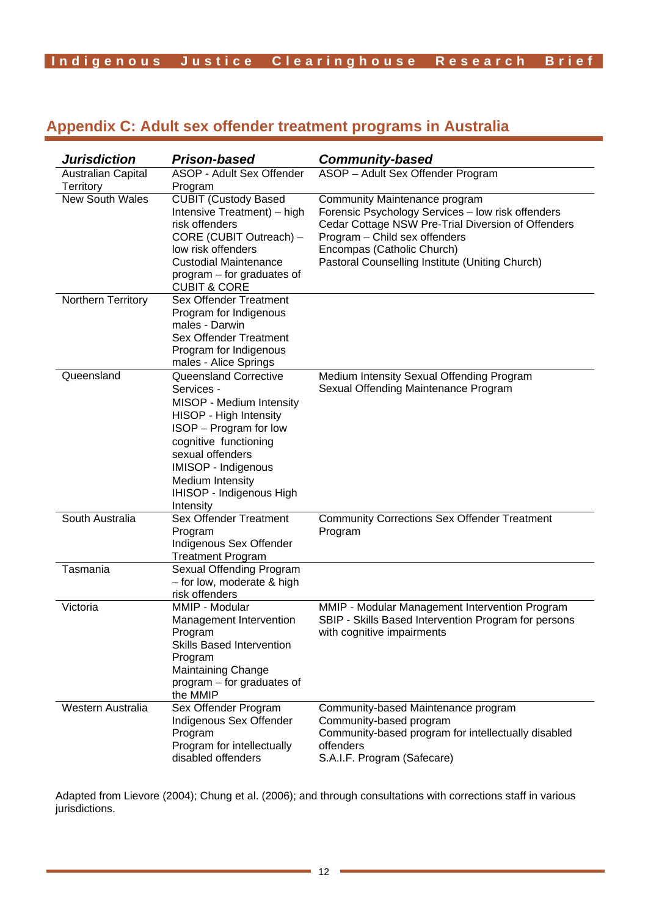## Appendix C: Adult sex offender treatment programs in Australia

| *Jurisdiction* | *Prison-based* | *Community-based* |
|---|---|---|
| Australian Capital Territory | ASOP - Adult Sex Offender Program | ASOP – Adult Sex Offender Program |
| New South Wales | CUBIT (Custody Based Intensive Treatment) – high risk offenders<br>CORE (CUBIT Outreach) – low risk offenders<br>Custodial Maintenance program – for graduates of CUBIT & CORE | Community Maintenance program<br>Forensic Psychology Services – low risk offenders<br>Cedar Cottage NSW Pre-Trial Diversion of Offenders Program – Child sex offenders<br>Encompas (Catholic Church)<br>Pastoral Counselling Institute (Uniting Church) |
| Northern Territory | Sex Offender Treatment Program for Indigenous males - Darwin<br>Sex Offender Treatment Program for Indigenous males - Alice Springs | |
| Queensland | Queensland Corrective Services -<br>MISOP - Medium Intensity<br>HISOP - High Intensity<br>ISOP – Program for low cognitive functioning sexual offenders<br>IMISOP - Indigenous Medium Intensity<br>IHISOP - Indigenous High Intensity | Medium Intensity Sexual Offending Program<br>Sexual Offending Maintenance Program |
| South Australia | Sex Offender Treatment Program<br>Indigenous Sex Offender Treatment Program | Community Corrections Sex Offender Treatment Program |
| Tasmania | Sexual Offending Program – for low, moderate & high risk offenders | |
| Victoria | MMIP - Modular Management Intervention Program<br>Skills Based Intervention Program<br>Maintaining Change program – for graduates of the MMIP | MMIP - Modular Management Intervention Program<br>SBIP - Skills Based Intervention Program for persons with cognitive impairments |
| Western Australia | Sex Offender Program<br>Indigenous Sex Offender Program<br>Program for intellectually disabled offenders | Community-based Maintenance program<br>Community-based program<br>Community-based program for intellectually disabled offenders<br>S.A.I.F. Program (Safecare) |

Adapted from Lievore (2004); Chung et al. (2006); and through consultations with corrections staff in various jurisdictions.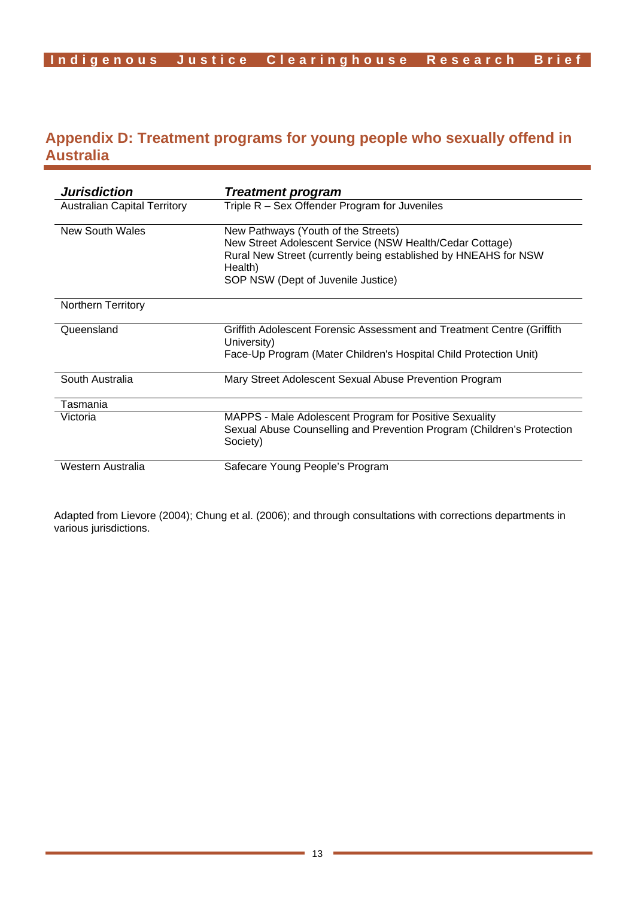## Appendix D: Treatment programs for young people who sexually offend in Australia

| ***Jurisdiction*** | ***Treatment program*** |
|---|---|
| Australian Capital Territory | Triple R – Sex Offender Program for Juveniles |
| New South Wales | New Pathways (Youth of the Streets)<br>New Street Adolescent Service (NSW Health/Cedar Cottage)<br>Rural New Street (currently being established by HNEAHS for NSW Health)<br>SOP NSW (Dept of Juvenile Justice) |
| Northern Territory | |
| Queensland | Griffith Adolescent Forensic Assessment and Treatment Centre (Griffith University)<br>Face-Up Program (Mater Children's Hospital Child Protection Unit) |
| South Australia | Mary Street Adolescent Sexual Abuse Prevention Program |
| Tasmania | |
| Victoria | MAPPS - Male Adolescent Program for Positive Sexuality<br>Sexual Abuse Counselling and Prevention Program (Children's Protection Society) |
| Western Australia | Safecare Young People's Program |

Adapted from Lievore (2004); Chung et al. (2006); and through consultations with corrections departments in various jurisdictions.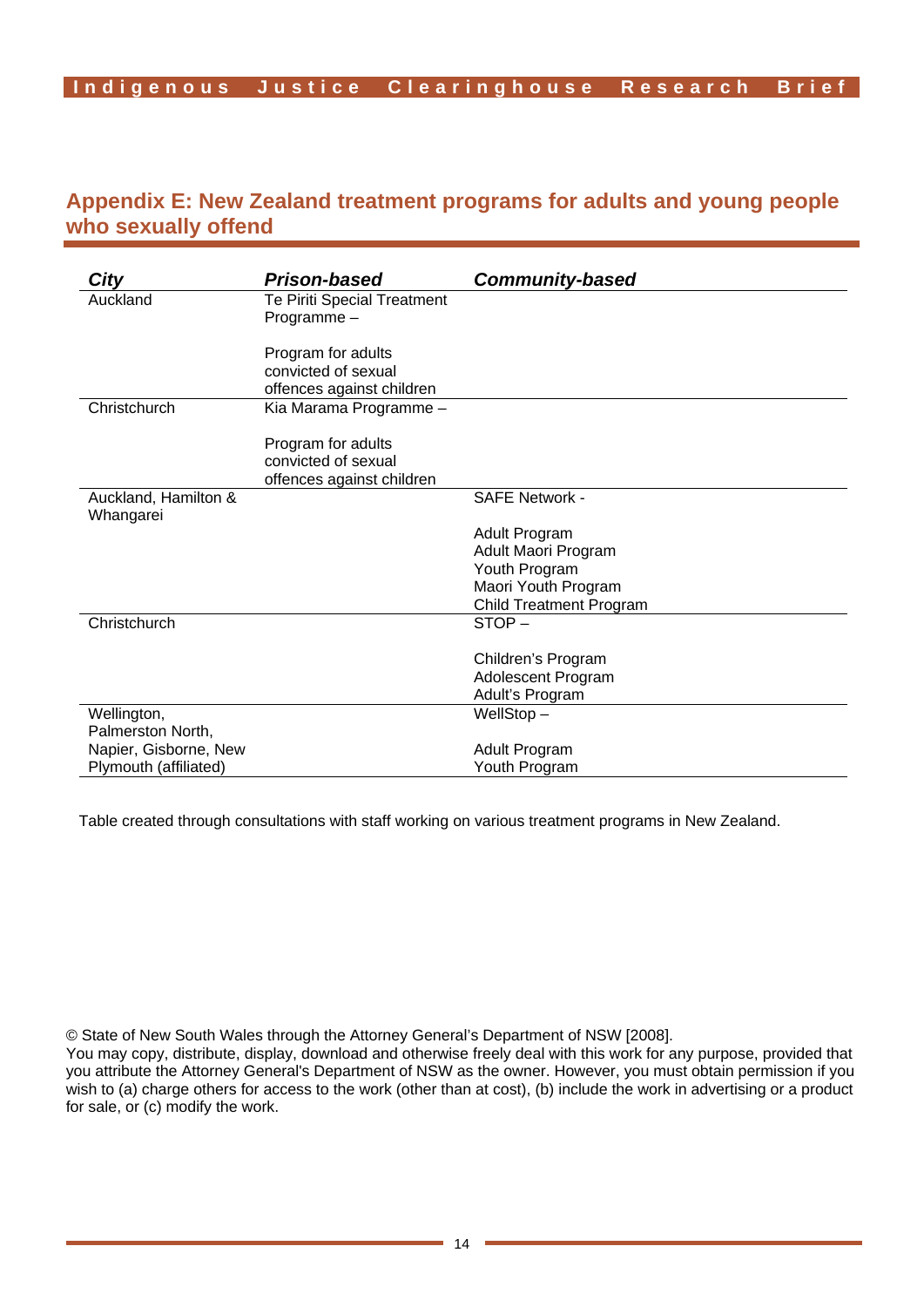## Appendix E: New Zealand treatment programs for adults and young people who sexually offend

| *City* | *Prison-based* | *Community-based* |
|---|---|---|
| Auckland | Te Piriti Special Treatment Programme – <br><br> Program for adults convicted of sexual offences against children | |
| Christchurch | Kia Marama Programme – <br><br> Program for adults convicted of sexual offences against children | |
| Auckland, Hamilton & Whangarei | | SAFE Network - <br><br> Adult Program <br> Adult Maori Program <br> Youth Program <br> Maori Youth Program <br> Child Treatment Program |
| Christchurch | | STOP – <br><br> Children's Program <br> Adolescent Program <br> Adult's Program |
| Wellington, Palmerston North, Napier, Gisborne, New Plymouth (affiliated) | | WellStop – <br><br> Adult Program <br> Youth Program |

Table created through consultations with staff working on various treatment programs in New Zealand.

© State of New South Wales through the Attorney General's Department of NSW [2008].
You may copy, distribute, display, download and otherwise freely deal with this work for any purpose, provided that you attribute the Attorney General's Department of NSW as the owner. However, you must obtain permission if you wish to (a) charge others for access to the work (other than at cost), (b) include the work in advertising or a product for sale, or (c) modify the work.